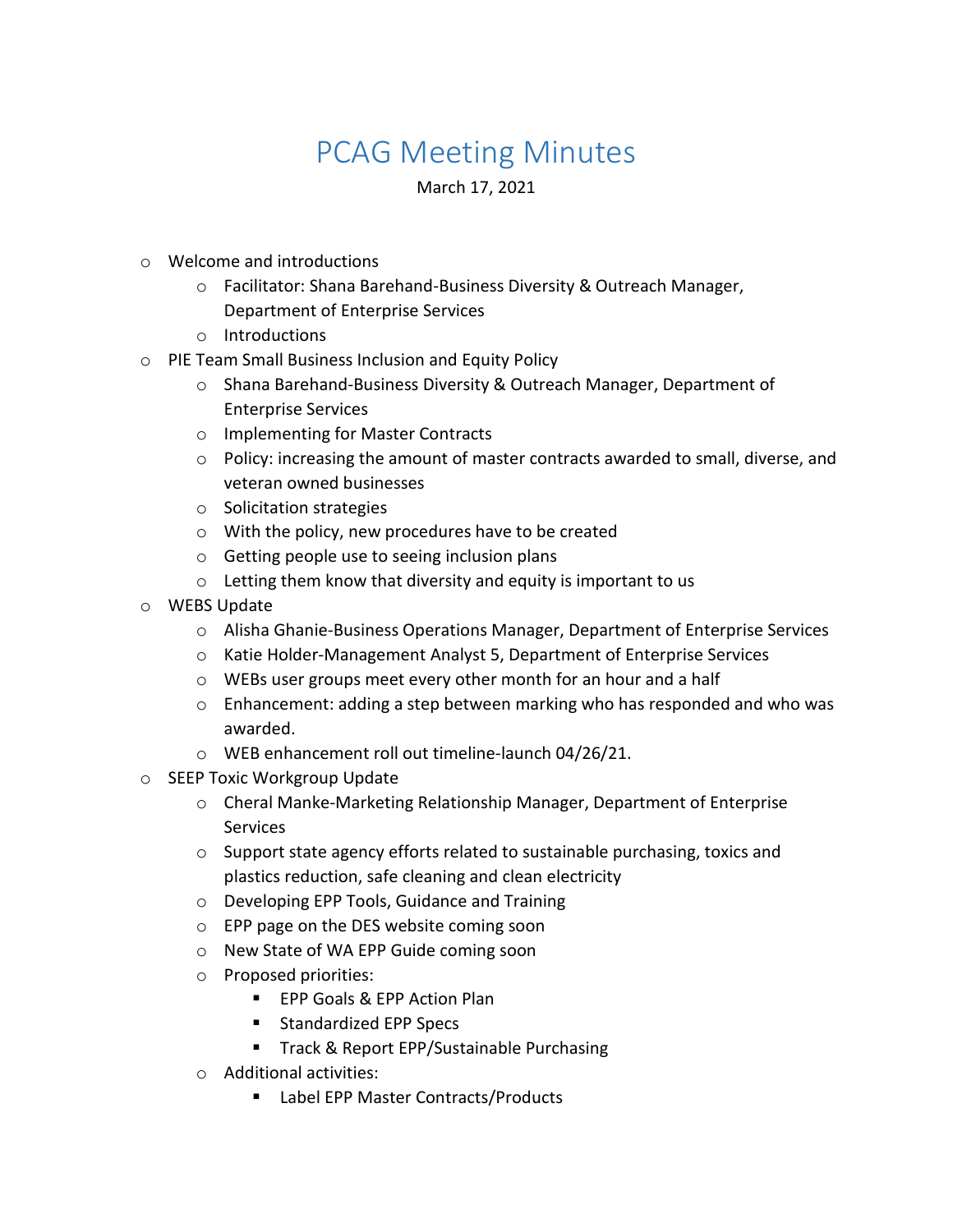# PCAG Meeting Minutes

March 17, 2021

- Welcome and introductions
  - Facilitator: Shana Barehand-Business Diversity & Outreach Manager, Department of Enterprise Services
  - Introductions
- PIE Team Small Business Inclusion and Equity Policy
  - Shana Barehand-Business Diversity & Outreach Manager, Department of Enterprise Services
  - Implementing for Master Contracts
  - Policy: increasing the amount of master contracts awarded to small, diverse, and veteran owned businesses
  - Solicitation strategies
  - With the policy, new procedures have to be created
  - Getting people use to seeing inclusion plans
  - Letting them know that diversity and equity is important to us
- WEBS Update
  - Alisha Ghanie-Business Operations Manager, Department of Enterprise Services
  - Katie Holder-Management Analyst 5, Department of Enterprise Services
  - WEBs user groups meet every other month for an hour and a half
  - Enhancement: adding a step between marking who has responded and who was awarded.
  - WEB enhancement roll out timeline-launch 04/26/21.
- SEEP Toxic Workgroup Update
  - Cheral Manke-Marketing Relationship Manager, Department of Enterprise Services
  - Support state agency efforts related to sustainable purchasing, toxics and plastics reduction, safe cleaning and clean electricity
  - Developing EPP Tools, Guidance and Training
  - EPP page on the DES website coming soon
  - New State of WA EPP Guide coming soon
  - Proposed priorities:
    - EPP Goals & EPP Action Plan
    - Standardized EPP Specs
    - Track & Report EPP/Sustainable Purchasing
  - Additional activities:
    - Label EPP Master Contracts/Products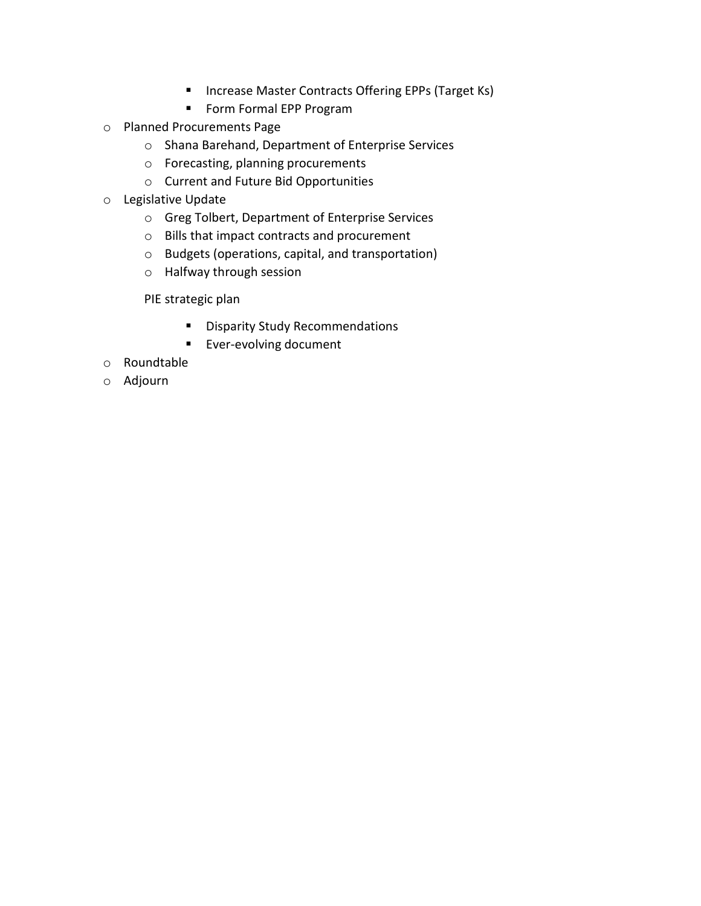- Increase Master Contracts Offering EPPs (Target Ks)
        - Form Formal EPP Program
- Planned Procurements Page
    - Shana Barehand, Department of Enterprise Services
    - Forecasting, planning procurements
    - Current and Future Bid Opportunities
- Legislative Update
    - Greg Tolbert, Department of Enterprise Services
    - Bills that impact contracts and procurement
    - Budgets (operations, capital, and transportation)
    - Halfway through session

    PIE strategic plan

        - Disparity Study Recommendations
        - Ever-evolving document
- Roundtable
- Adjourn